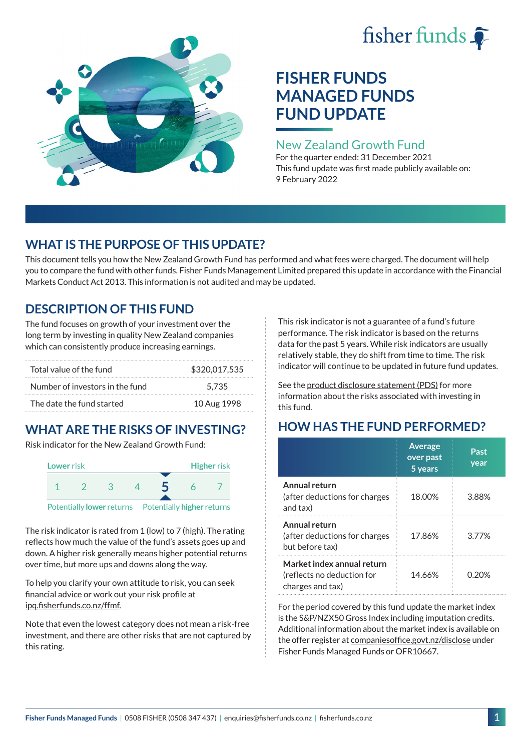fisher funds

# FISHER FUNDS MANAGED FUNDS FUND UPDATE

## New Zealand Growth Fund

For the quarter ended: 31 December 2021

This fund update was first made publicly available on: 9 February 2022

## WHAT IS THE PURPOSE OF THIS UPDATE?

This document tells you how the New Zealand Growth Fund has performed and what fees were charged. The document will help you to compare the fund with other funds. Fisher Funds Management Limited prepared this update in accordance with the Financial Markets Conduct Act 2013. This information is not audited and may be updated.

## DESCRIPTION OF THIS FUND

The fund focuses on growth of your investment over the long term by investing in quality New Zealand companies which can consistently produce increasing earnings.

| | |
|---|---|
| Total value of the fund | $320,017,535 |
| Number of investors in the fund | 5,735 |
| The date the fund started | 10 Aug 1998 |

## WHAT ARE THE RISKS OF INVESTING?

Risk indicator for the New Zealand Growth Fund:

Lower risk — Higher risk

1 2 3 4 **5** 6 7

Potentially lower returns — Potentially higher returns

The risk indicator is rated from 1 (low) to 7 (high). The rating reflects how much the value of the fund's assets goes up and down. A higher risk generally means higher potential returns over time, but more ups and downs along the way.

To help you clarify your own attitude to risk, you can seek financial advice or work out your risk profile at ipq.fisherfunds.co.nz/ffmf.

Note that even the lowest category does not mean a risk-free investment, and there are other risks that are not captured by this rating.

This risk indicator is not a guarantee of a fund's future performance. The risk indicator is based on the returns data for the past 5 years. While risk indicators are usually relatively stable, they do shift from time to time. The risk indicator will continue to be updated in future fund updates.

See the product disclosure statement (PDS) for more information about the risks associated with investing in this fund.

## HOW HAS THE FUND PERFORMED?

| | Average over past 5 years | Past year |
|---|---|---|
| **Annual return** (after deductions for charges and tax) | 18.00% | 3.88% |
| **Annual return** (after deductions for charges but before tax) | 17.86% | 3.77% |
| **Market index annual return** (reflects no deduction for charges and tax) | 14.66% | 0.20% |

For the period covered by this fund update the market index is the S&P/NZX50 Gross Index including imputation credits. Additional information about the market index is available on the offer register at companiesoffice.govt.nz/disclose under Fisher Funds Managed Funds or OFR10667.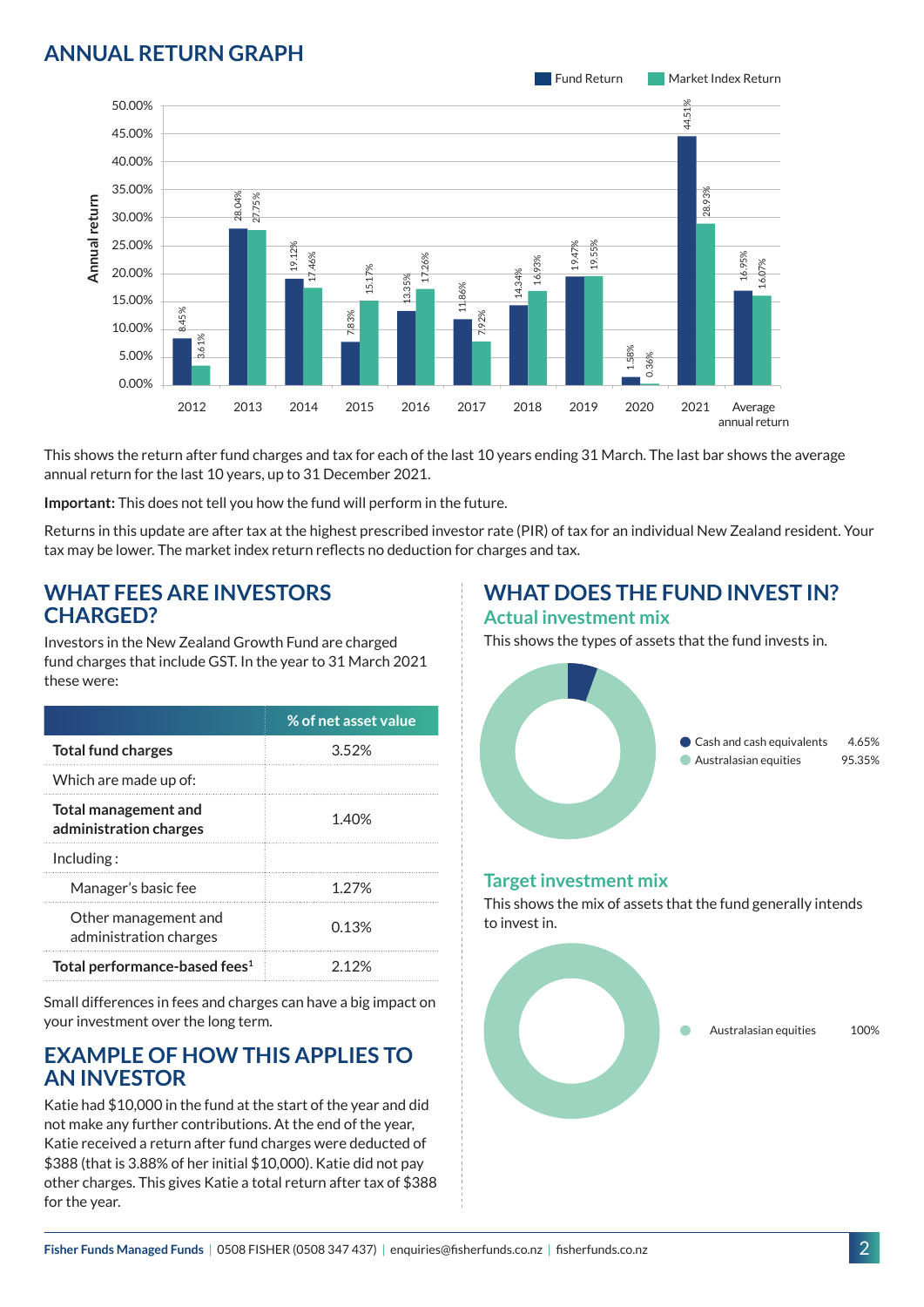## ANNUAL RETURN GRAPH

Fund Return
Market Index Return

Annual return

50.00%
45.00%
40.00%
35.00%
30.00%
25.00%
20.00%
15.00%
10.00%
5.00%
0.00%

2012: 8.45% 3.61%
2013: 28.04% 27.75%
2014: 19.12% 17.46%
2015: 7.83% 15.17%
2016: 13.35% 17.26%
2017: 11.86% 7.92%
2018: 14.34% 16.93%
2019: 19.47% 19.55%
2020: 1.58% 0.36%
2021: 44.51% 28.93%
Average annual return: 16.95% 16.07%

This shows the return after fund charges and tax for each of the last 10 years ending 31 March. The last bar shows the average annual return for the last 10 years, up to 31 December 2021.

**Important:** This does not tell you how the fund will perform in the future.

Returns in this update are after tax at the highest prescribed investor rate (PIR) of tax for an individual New Zealand resident. Your tax may be lower. The market index return reflects no deduction for charges and tax.

## WHAT FEES ARE INVESTORS CHARGED?

Investors in the New Zealand Growth Fund are charged fund charges that include GST. In the year to 31 March 2021 these were:

| | % of net asset value |
|---|---|
| **Total fund charges** | 3.52% |
| Which are made up of: | |
| **Total management and administration charges** | 1.40% |
| Including : | |
| Manager's basic fee | 1.27% |
| Other management and administration charges | 0.13% |
| **Total performance-based fees**[1] | 2.12% |

Small differences in fees and charges can have a big impact on your investment over the long term.

## EXAMPLE OF HOW THIS APPLIES TO AN INVESTOR

Katie had $10,000 in the fund at the start of the year and did not make any further contributions. At the end of the year, Katie received a return after fund charges were deducted of $388 (that is 3.88% of her initial $10,000). Katie did not pay other charges. This gives Katie a total return after tax of $388 for the year.

## WHAT DOES THE FUND INVEST IN?

### Actual investment mix

This shows the types of assets that the fund invests in.

Cash and cash equivalents 4.65%
Australasian equities 95.35%

### Target investment mix

This shows the mix of assets that the fund generally intends to invest in.

Australasian equities 100%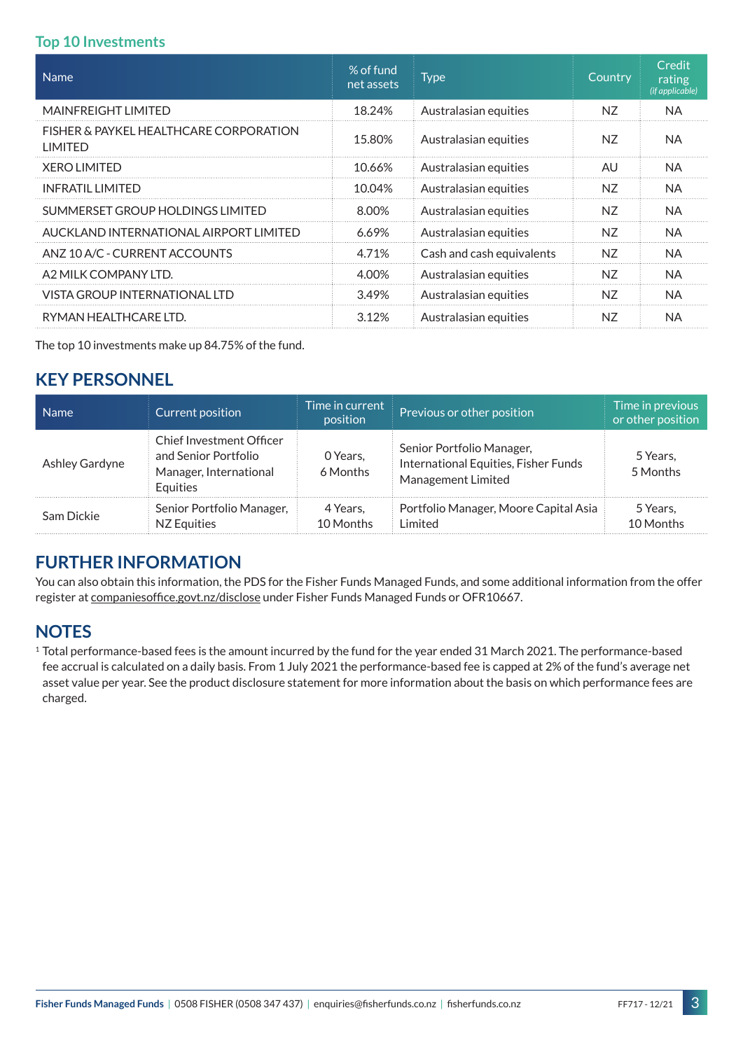## Top 10 Investments

| Name | % of fund net assets | Type | Country | Credit rating *(if applicable)* |
|---|---|---|---|---|
| MAINFREIGHT LIMITED | 18.24% | Australasian equities | NZ | NA |
| FISHER & PAYKEL HEALTHCARE CORPORATION LIMITED | 15.80% | Australasian equities | NZ | NA |
| XERO LIMITED | 10.66% | Australasian equities | AU | NA |
| INFRATIL LIMITED | 10.04% | Australasian equities | NZ | NA |
| SUMMERSET GROUP HOLDINGS LIMITED | 8.00% | Australasian equities | NZ | NA |
| AUCKLAND INTERNATIONAL AIRPORT LIMITED | 6.69% | Australasian equities | NZ | NA |
| ANZ 10 A/C - CURRENT ACCOUNTS | 4.71% | Cash and cash equivalents | NZ | NA |
| A2 MILK COMPANY LTD. | 4.00% | Australasian equities | NZ | NA |
| VISTA GROUP INTERNATIONAL LTD | 3.49% | Australasian equities | NZ | NA |
| RYMAN HEALTHCARE LTD. | 3.12% | Australasian equities | NZ | NA |

The top 10 investments make up 84.75% of the fund.

## KEY PERSONNEL

| Name | Current position | Time in current position | Previous or other position | Time in previous or other position |
|---|---|---|---|---|
| Ashley Gardyne | Chief Investment Officer and Senior Portfolio Manager, International Equities | 0 Years, 6 Months | Senior Portfolio Manager, International Equities, Fisher Funds Management Limited | 5 Years, 5 Months |
| Sam Dickie | Senior Portfolio Manager, NZ Equities | 4 Years, 10 Months | Portfolio Manager, Moore Capital Asia Limited | 5 Years, 10 Months |

## FURTHER INFORMATION

You can also obtain this information, the PDS for the Fisher Funds Managed Funds, and some additional information from the offer register at companiesoffice.govt.nz/disclose under Fisher Funds Managed Funds or OFR10667.

## NOTES

[1] Total performance-based fees is the amount incurred by the fund for the year ended 31 March 2021. The performance-based fee accrual is calculated on a daily basis. From 1 July 2021 the performance-based fee is capped at 2% of the fund's average net asset value per year. See the product disclosure statement for more information about the basis on which performance fees are charged.